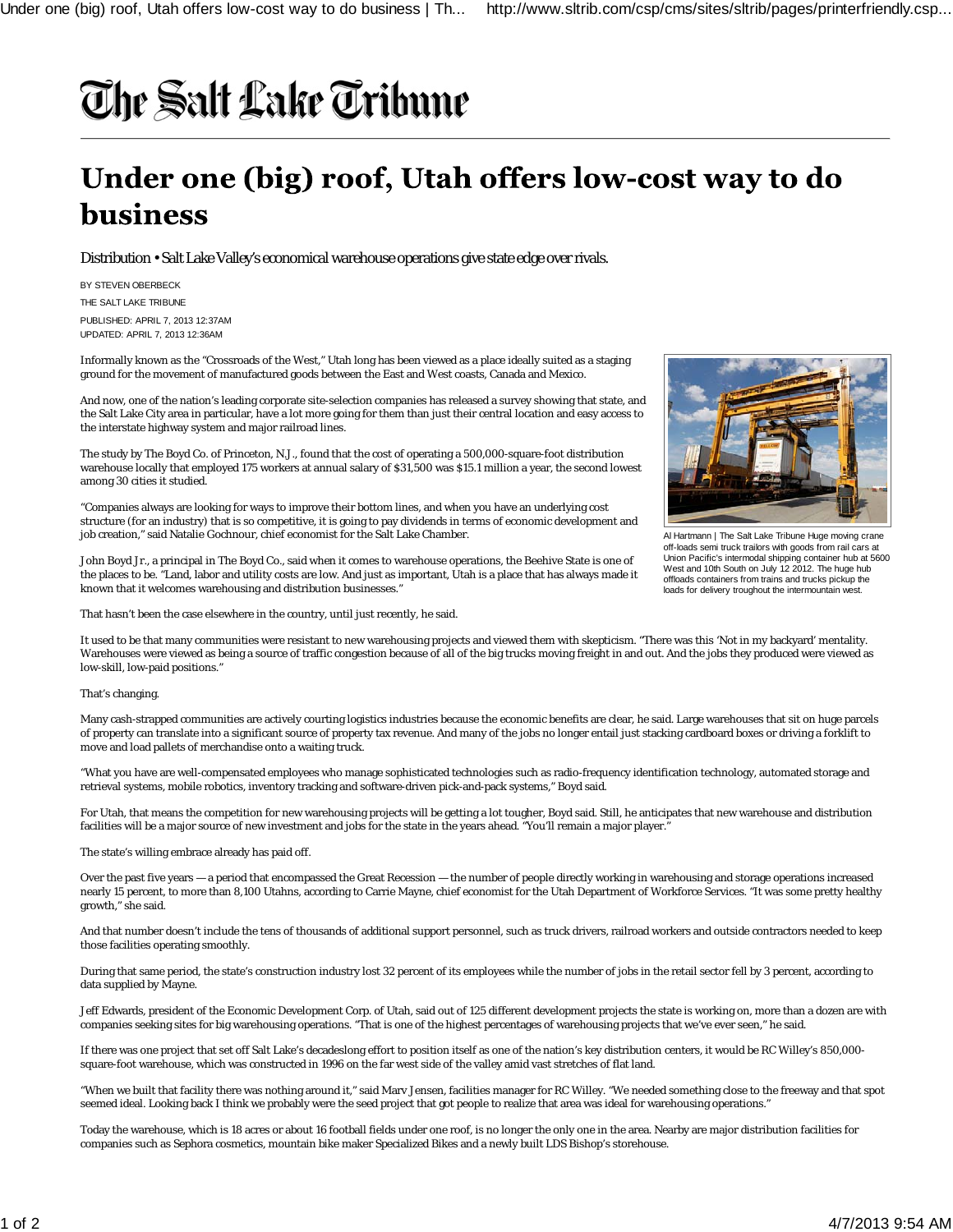# The Salt Lake Tribune

## Under one (big) roof, Utah offers low-cost way to do business

Distribution • Salt Lake Valley's economical warehouse operations give state edge over rivals.

BY STEVEN OBERBECK

THE SALT LAKE TRIBUNE

PUBLISHED: APRIL 7, 2013 12:37AM

UPDATED: APRIL 7, 2013 12:36AM

Informally known as the "Crossroads of the West," Utah long has been viewed as a place ideally suited as a staging ground for the movement of manufactured goods between the East and West coasts, Canada and Mexico.

And now, one of the nation's leading corporate site-selection companies has released a survey showing that state, and the Salt Lake City area in particular, have a lot more going for them than just their central location and easy access to the interstate highway system and major railroad lines.

The study by The Boyd Co. of Princeton, N.J., found that the cost of operating a 500,000-square-foot distribution warehouse locally that employed 175 workers at annual salary of $31,500 was $15.1 million a year, the second lowest among 30 cities it studied.

"Companies always are looking for ways to improve their bottom lines, and when you have an underlying cost structure (for an industry) that is so competitive, it is going to pay dividends in terms of economic development and job creation," said Natalie Gochnour, chief economist for the Salt Lake Chamber.

John Boyd Jr., a principal in The Boyd Co., said when it comes to warehouse operations, the Beehive State is one of the places to be. "Land, labor and utility costs are low. And just as important, Utah is a place that has always made it known that it welcomes warehousing and distribution businesses."

Al Hartmann | The Salt Lake Tribune Huge moving crane off-loads semi truck trailors with goods from rail cars at Union Pacific's intermodal shipping container hub at 5600 West and 10th South on July 12 2012. The huge hub offloads containers from trains and trucks pickup the loads for delivery troughout the intermountain west.

That hasn't been the case elsewhere in the country, until just recently, he said.

It used to be that many communities were resistant to new warehousing projects and viewed them with skepticism. "There was this 'Not in my backyard' mentality. Warehouses were viewed as being a source of traffic congestion because of all of the big trucks moving freight in and out. And the jobs they produced were viewed as low-skill, low-paid positions."

That's changing.

Many cash-strapped communities are actively courting logistics industries because the economic benefits are clear, he said. Large warehouses that sit on huge parcels of property can translate into a significant source of property tax revenue. And many of the jobs no longer entail just stacking cardboard boxes or driving a forklift to move and load pallets of merchandise onto a waiting truck.

"What you have are well-compensated employees who manage sophisticated technologies such as radio-frequency identification technology, automated storage and retrieval systems, mobile robotics, inventory tracking and software-driven pick-and-pack systems," Boyd said.

For Utah, that means the competition for new warehousing projects will be getting a lot tougher, Boyd said. Still, he anticipates that new warehouse and distribution facilities will be a major source of new investment and jobs for the state in the years ahead. "You'll remain a major player."

The state's willing embrace already has paid off.

Over the past five years — a period that encompassed the Great Recession — the number of people directly working in warehousing and storage operations increased nearly 15 percent, to more than 8,100 Utahns, according to Carrie Mayne, chief economist for the Utah Department of Workforce Services. "It was some pretty healthy growth," she said.

And that number doesn't include the tens of thousands of additional support personnel, such as truck drivers, railroad workers and outside contractors needed to keep those facilities operating smoothly.

During that same period, the state's construction industry lost 32 percent of its employees while the number of jobs in the retail sector fell by 3 percent, according to data supplied by Mayne.

Jeff Edwards, president of the Economic Development Corp. of Utah, said out of 125 different development projects the state is working on, more than a dozen are with companies seeking sites for big warehousing operations. "That is one of the highest percentages of warehousing projects that we've ever seen," he said.

If there was one project that set off Salt Lake's decadeslong effort to position itself as one of the nation's key distribution centers, it would be RC Willey's 850,000-square-foot warehouse, which was constructed in 1996 on the far west side of the valley amid vast stretches of flat land.

"When we built that facility there was nothing around it," said Marv Jensen, facilities manager for RC Willey. "We needed something close to the freeway and that spot seemed ideal. Looking back I think we probably were the seed project that got people to realize that area was ideal for warehousing operations."

Today the warehouse, which is 18 acres or about 16 football fields under one roof, is no longer the only one in the area. Nearby are major distribution facilities for companies such as Sephora cosmetics, mountain bike maker Specialized Bikes and a newly built LDS Bishop's storehouse.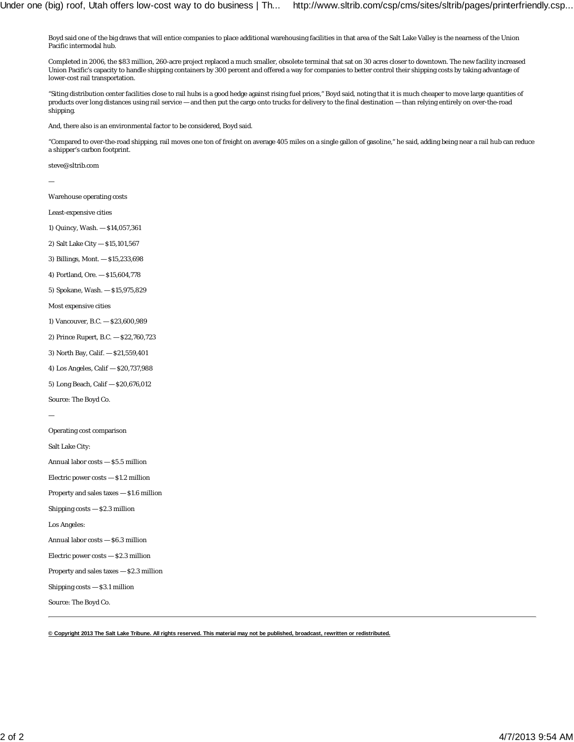Boyd said one of the big draws that will entice companies to place additional warehousing facilities in that area of the Salt Lake Valley is the nearness of the Union Pacific intermodal hub.

Completed in 2006, the $83 million, 260-acre project replaced a much smaller, obsolete terminal that sat on 30 acres closer to downtown. The new facility increased Union Pacific's capacity to handle shipping containers by 300 percent and offered a way for companies to better control their shipping costs by taking advantage of lower-cost rail transportation.

"Siting distribution center facilities close to rail hubs is a good hedge against rising fuel prices," Boyd said, noting that it is much cheaper to move large quantities of products over long distances using rail service — and then put the cargo onto trucks for delivery to the final destination — than relying entirely on over-the-road shipping.

And, there also is an environmental factor to be considered, Boyd said.

"Compared to over-the-road shipping, rail moves one ton of freight on average 405 miles on a single gallon of gasoline," he said, adding being near a rail hub can reduce a shipper's carbon footprint.

steve@sltrib.com

—

Warehouse operating costs

Least-expensive cities

1) Quincy, Wash. — $14,057,361

2) Salt Lake City — $15,101,567

3) Billings, Mont. — $15,233,698

4) Portland, Ore. — $15,604,778

5) Spokane, Wash. — $15,975,829

Most expensive cities

1) Vancouver, B.C. — $23,600,989

2) Prince Rupert, B.C. — $22,760,723

3) North Bay, Calif. — $21,559,401

4) Los Angeles, Calif — $20,737,988

5) Long Beach, Calif — $20,676,012

Source: The Boyd Co.

—

Operating cost comparison

Salt Lake City:

Annual labor costs — $5.5 million

Electric power costs — $1.2 million

Property and sales taxes — $1.6 million

Shipping costs — $2.3 million

Los Angeles:

Annual labor costs — $6.3 million

Electric power costs — $2.3 million

Property and sales taxes — $2.3 million

Shipping costs — $3.1 million

Source: The Boyd Co.

---

**© Copyright 2013 The Salt Lake Tribune. All rights reserved. This material may not be published, broadcast, rewritten or redistributed.**